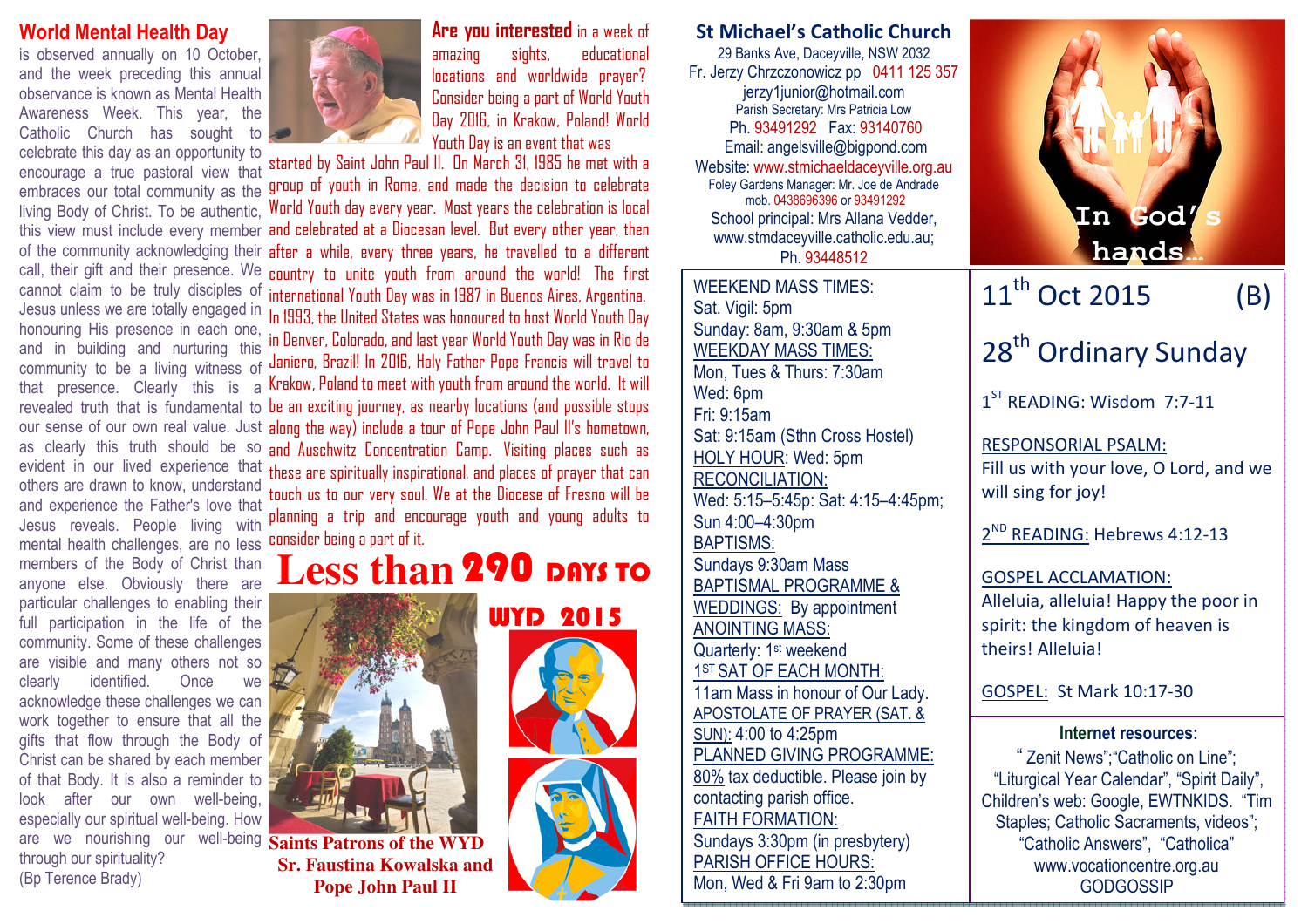## World Mental Health Day

is observed annually on 10 October, and the week preceding this annual observance is known as Mental Health Awareness Week. This year, the Catholic Church has sought to celebrate this day as an opportunity to encourage a true pastoral view that embraces our total community as the living Body of Christ. To be authentic, this view must include every member of the community acknowledging their call, their gift and their presence. We cannot claim to be truly disciples of Jesus unless we are totally engaged in honouring His presence in each one, and in building and nurturing this community to be a living witness of that presence. Clearly this is a revealed truth that is fundamental to our sense of our own real value. Just as clearly this truth should be so evident in our lived experience that others are drawn to know, understand and experience the Father's love that Jesus reveals. People living with mental health challenges, are no less members of the Body of Christ than anyone else. Obviously there are particular challenges to enabling their full participation in the life of the community. Some of these challenges are visible and many others not so clearly identified. Once we acknowledge these challenges we can work together to ensure that all the gifts that flow through the Body of Christ can be shared by each member of that Body. It is also a reminder to look after our own well-being, especially our spiritual well-being. How are we nourishing our well-being through our spirituality?
(Bp Terence Brady)

**Are you interested** in a week of amazing sights, educational locations and worldwide prayer? Consider being a part of World Youth Day 2016, in Krakow, Poland! World Youth Day is an event that was started by Saint John Paul II. On March 31, 1985 he met with a group of youth in Rome, and made the decision to celebrate World Youth day every year. Most years the celebration is local and celebrated at a Diocesan level. But every other year, then after a while, every three years, he travelled to a different country to unite youth from around the world! The first international Youth Day was in 1987 in Buenos Aires, Argentina. In 1993, the United States was honoured to host World Youth Day in Denver, Colorado, and last year World Youth Day was in Rio de Janiero, Brazil! In 2016, Holy Father Pope Francis will travel to Krakow, Poland to meet with youth from around the world. It will be an exciting journey, as nearby locations (and possible stops along the way) include a tour of Pope John Paul II's hometown, and Auschwitz Concentration Camp. Visiting places such as these are spiritually inspirational, and places of prayer that can touch us to our very soul. We at the Diocese of Fresno will be planning a trip and encourage youth and young adults to consider being a part of it.

**Less than 290 DAYS TO WYD 2015**

**Saints Patrons of the WYD**
**Sr. Faustina Kowalska and Pope John Paul II**

## St Michael's Catholic Church

29 Banks Ave, Daceyville, NSW 2032
Fr. Jerzy Chrzczonowicz pp 0411 125 357
jerzy1junior@hotmail.com
Parish Secretary: Mrs Patricia Low
Ph. 93491292 Fax: 93140760
Email: angelsville@bigpond.com
Website: www.stmichaeldaceyville.org.au
Foley Gardens Manager: Mr. Joe de Andrade
mob. 0438696396 or 93491292
School principal: Mrs Allana Vedder,
www.stmdaceyville.catholic.edu.au;
Ph. 93448512

In God's hands…

WEEKEND MASS TIMES:
Sat. Vigil: 5pm
Sunday: 8am, 9:30am & 5pm

WEEKDAY MASS TIMES:
Mon, Tues & Thurs: 7:30am
Wed: 6pm
Fri: 9:15am
Sat: 9:15am (Sthn Cross Hostel)

HOLY HOUR: Wed: 5pm

RECONCILIATION:
Wed: 5:15–5:45p: Sat: 4:15–4:45pm;
Sun 4:00–4:30pm

BAPTISMS:
Sundays 9:30am Mass

BAPTISMAL PROGRAMME & WEDDINGS: By appointment

ANOINTING MASS:
Quarterly: 1st weekend

1ST SAT OF EACH MONTH:
11am Mass in honour of Our Lady.

APOSTOLATE OF PRAYER (SAT. & SUN): 4:00 to 4:25pm

PLANNED GIVING PROGRAMME:
80% tax deductible. Please join by contacting parish office.

FAITH FORMATION:
Sundays 3:30pm (in presbytery)

PARISH OFFICE HOURS:
Mon, Wed & Fri 9am to 2:30pm

## 11th Oct 2015 (B)

## 28th Ordinary Sunday

1ST READING: Wisdom 7:7-11

RESPONSORIAL PSALM:
Fill us with your love, O Lord, and we will sing for joy!

2ND READING: Hebrews 4:12-13

GOSPEL ACCLAMATION:
Alleluia, alleluia! Happy the poor in spirit: the kingdom of heaven is theirs! Alleluia!

GOSPEL: St Mark 10:17-30

**Internet resources:**
" Zenit News";"Catholic on Line"; "Liturgical Year Calendar", "Spirit Daily", Children's web: Google, EWTNKIDS. "Tim Staples; Catholic Sacraments, videos"; "Catholic Answers", "Catholica"
www.vocationcentre.org.au
GODGOSSIP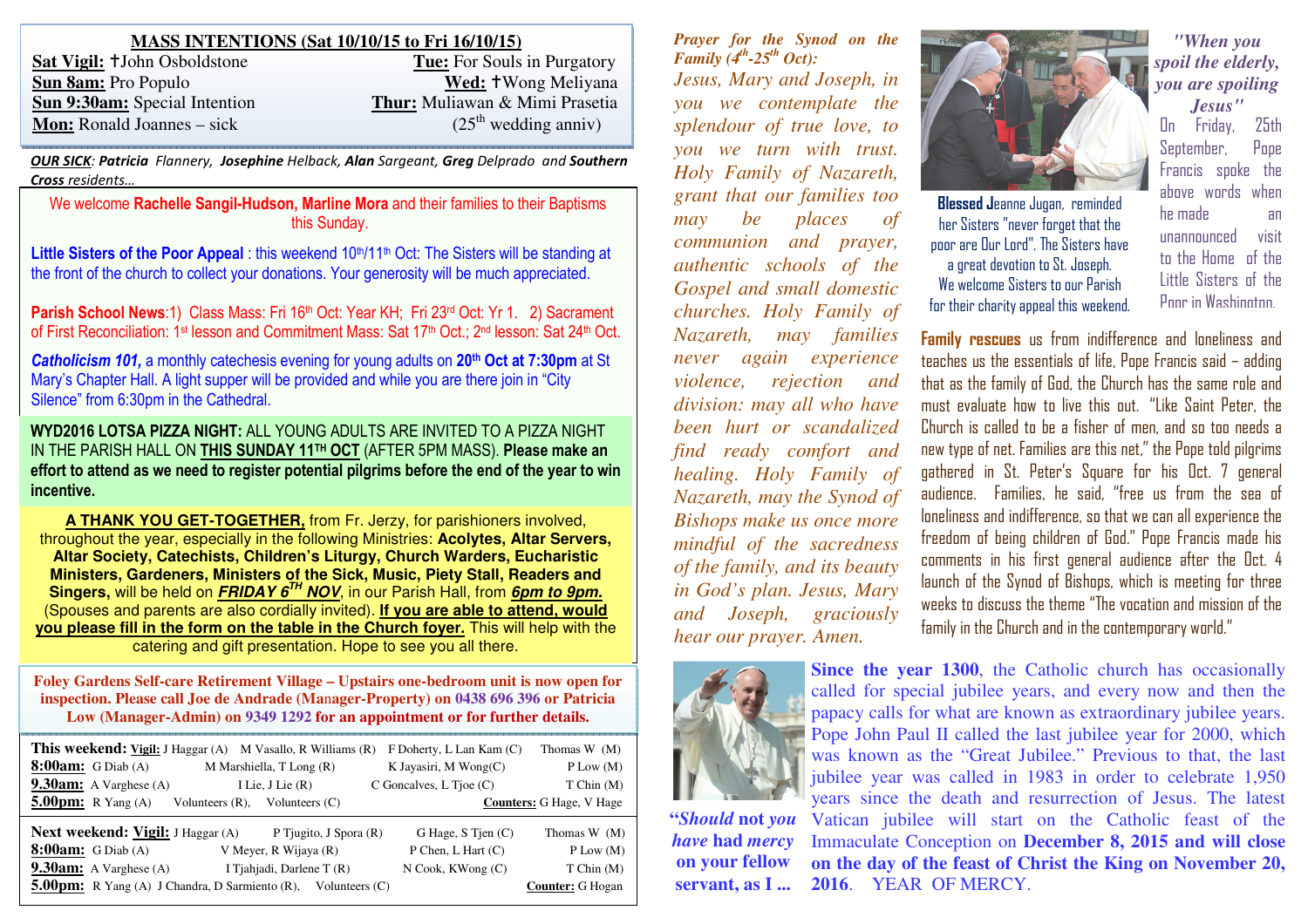## MASS INTENTIONS (Sat 10/10/15 to Fri 16/10/15)

**Sat Vigil:** ✝John Osboldstone
**Sun 8am:** Pro Populo
**Sun 9:30am:** Special Intention
**Mon:** Ronald Joannes – sick
**Tue:** For Souls in Purgatory
**Wed:** ✝Wong Meliyana
**Thur:** Muliawan & Mimi Prasetia (25th wedding anniv)

***OUR SICK**: **Patricia** Flannery, **Josephine** Helback, **Alan** Sargeant, **Greg** Delprado and **Southern Cross** residents…*

We welcome **Rachelle Sangil-Hudson, Marline Mora** and their families to their Baptisms this Sunday.

**Little Sisters of the Poor Appeal** : this weekend 10th/11th Oct: The Sisters will be standing at the front of the church to collect your donations. Your generosity will be much appreciated.

**Parish School News**:1) Class Mass: Fri 16th Oct: Year KH; Fri 23rd Oct: Yr 1. 2) Sacrament of First Reconciliation: 1st lesson and Commitment Mass: Sat 17th Oct.; 2nd lesson: Sat 24th Oct.

***Catholicism 101,*** a monthly catechesis evening for young adults on **20th Oct at 7:30pm** at St Mary's Chapter Hall. A light supper will be provided and while you are there join in "City Silence" from 6:30pm in the Cathedral.

**WYD2016 LOTSA PIZZA NIGHT:** ALL YOUNG ADULTS ARE INVITED TO A PIZZA NIGHT IN THE PARISH HALL ON **THIS SUNDAY 11TH OCT** (AFTER 5PM MASS). **Please make an effort to attend as we need to register potential pilgrims before the end of the year to win incentive.**

**A THANK YOU GET-TOGETHER,** from Fr. Jerzy, for parishioners involved, throughout the year, especially in the following Ministries: **Acolytes, Altar Servers, Altar Society, Catechists, Children's Liturgy, Church Wardens, Eucharistic Ministers, Gardeners, Ministers of the Sick, Music, Piety Stall, Readers and Singers,** will be held on ***FRIDAY 6TH NOV***, in our Parish Hall, from ***6pm to 9pm.*** (Spouses and parents are also cordially invited). **If you are able to attend, would you please fill in the form on the table in the Church foyer.** This will help with the catering and gift presentation. Hope to see you all there.

**Foley Gardens Self-care Retirement Village – Upstairs one-bedroom unit is now open for inspection. Please call Joe de Andrade (Manager-Property) on 0438 696 396 or Patricia Low (Manager-Admin) on 9349 1292 for an appointment or for further details.**

| | | | | |
|---|---|---|---|---|
| **This weekend: Vigil:** J Haggar (A) | M Vasallo, R Williams (R) | F Doherty, L Lan Kam (C) | Thomas W (M) | |
| **8:00am:** G Diab (A) | M Marshiella, T Long (R) | K Jayasiri, M Wong(C) | P Low (M) | |
| **9.30am:** A Varghese (A) | I Lie, J Lie (R) | C Goncalves, L Tjoe (C) | T Chin (M) | |
| **5.00pm:** R Yang (A) | Volunteers (R), | Volunteers (C) | | **Counters:** G Hage, V Hage |
| **Next weekend: Vigil:** J Haggar (A) | P Tjugito, J Spora (R) | G Hage, S Tjen (C) | Thomas W (M) | |
| **8:00am:** G Diab (A) | V Meyer, R Wijaya (R) | P Chen, L Hart (C) | P Low (M) | |
| **9.30am:** A Varghese (A) | I Tjahjadi, Darlene T (R) | N Cook, KWong (C) | T Chin (M) | |
| **5.00pm:** R Yang (A) | J Chandra, D Sarmiento (R), | Volunteers (C) | | **Counter:** G Hogan |

***Prayer for the Synod on the Family (4th-25th Oct):***

*Jesus, Mary and Joseph, in you we contemplate the splendour of true love, to you we turn with trust. Holy Family of Nazareth, grant that our families too may be places of communion and prayer, authentic schools of the Gospel and small domestic churches. Holy Family of Nazareth, may families never again experience violence, rejection and division: may all who have been hurt or scandalized find ready comfort and healing. Holy Family of Nazareth, may the Synod of Bishops make us once more mindful of the sacredness of the family, and its beauty in God's plan. Jesus, Mary and Joseph, graciously hear our prayer. Amen.*

**Blessed J**eanne Jugan, reminded her Sisters "never forget that the poor are Our Lord". The Sisters have a great devotion to St. Joseph. We welcome Sisters to our Parish for their charity appeal this weekend.

***"When you spoil the elderly, you are spoiling Jesus"***

On Friday, 25th September, Pope Francis spoke the above words when he made an unannounced visit to the Home of the Little Sisters of the Poor in Washington.

**Family rescues** us from indifference and loneliness and teaches us the essentials of life, Pope Francis said – adding that as the family of God, the Church has the same role and must evaluate how to live this out. "Like Saint Peter, the Church is called to be a fisher of men, and so too needs a new type of net. Families are this net," the Pope told pilgrims gathered in St. Peter's Square for his Oct. 7 general audience. Families, he said, "free us from the sea of loneliness and indifference, so that we can all experience the freedom of being children of God." Pope Francis made his comments in his first general audience after the Oct. 4 launch of the Synod of Bishops, which is meeting for three weeks to discuss the theme "The vocation and mission of the family in the Church and in the contemporary world."

**"*Should* not *you have* had *mercy* on your fellow servant, as I ...**

**Since the year 1300**, the Catholic church has occasionally called for special jubilee years, and every now and then the papacy calls for what are known as extraordinary jubilee years. Pope John Paul II called the last jubilee year for 2000, which was known as the "Great Jubilee." Previous to that, the last jubilee year was called in 1983 in order to celebrate 1,950 years since the death and resurrection of Jesus. The latest Vatican jubilee will start on the Catholic feast of the Immaculate Conception on **December 8, 2015 and will close on the day of the feast of Christ the King on November 20, 2016**. YEAR OF MERCY.